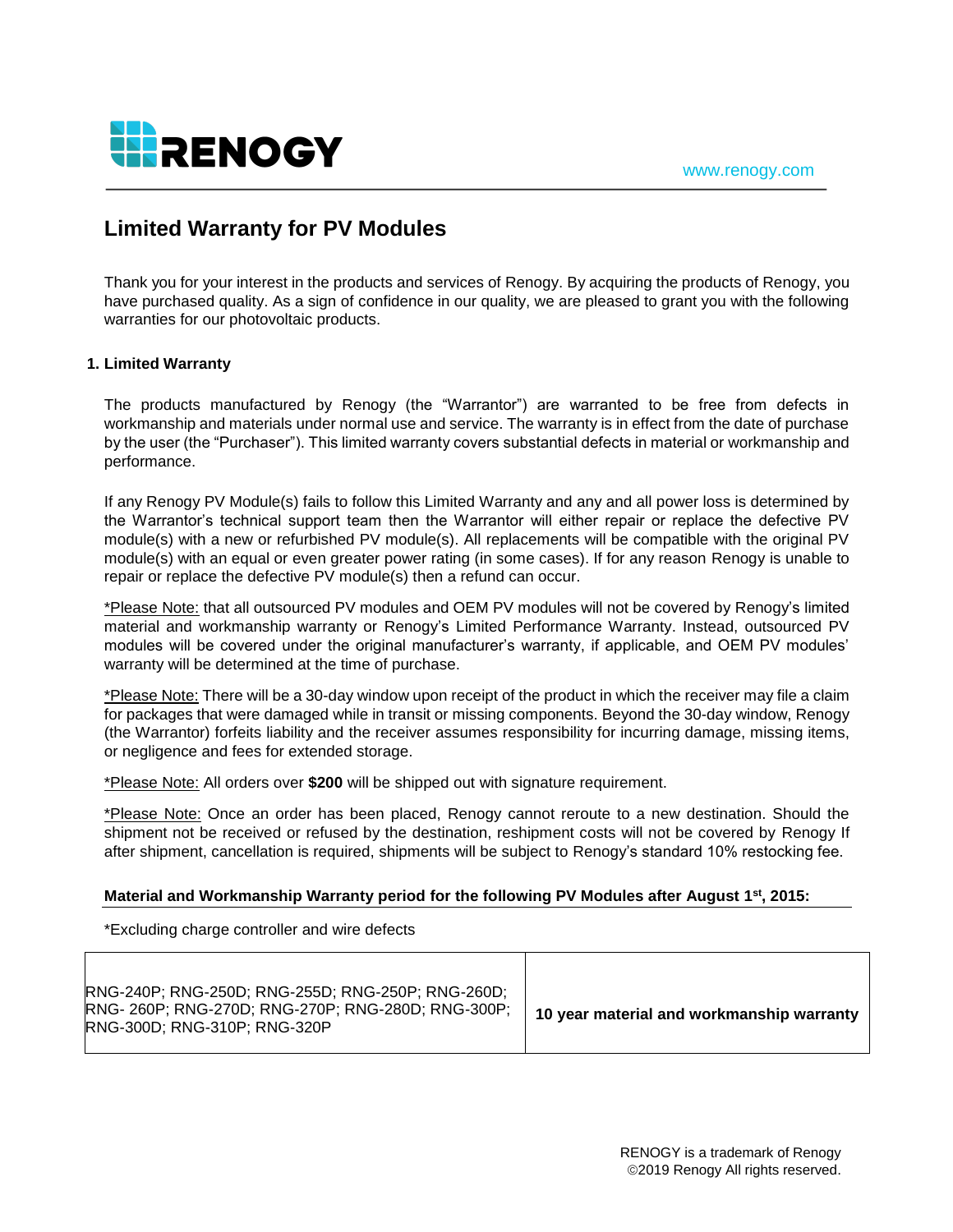# Limited Warranty for PV Modules

Thank you for your interest in the products and services of Renogy. By acquiring the products of Renogy, you have purchased quality. As a sign of confidence in our quality, we are pleased to grant you with the following warranties for our photovoltaic products.

## 1. Limited Warranty

The products manufactured by Renogy (the "Warrantor") are warranted to be free from defects in workmanship and materials under normal use and service. The warranty is in effect from the date of purchase by the user (the "Purchaser"). This limited warranty covers substantial defects in material or workmanship and performance.

If any Renogy PV Module(s) fails to follow this Limited Warranty and any and all power loss is determined by the Warrantor's technical support team then the Warrantor will either repair or replace the defective PV module(s) with a new or refurbished PV module(s). All replacements will be compatible with the original PV module(s) with an equal or even greater power rating (in some cases). If for any reason Renogy is unable to repair or replace the defective PV module(s) then a refund can occur.

*Please Note: that all outsourced PV modules and OEM PV modules will not be covered by Renogy's limited material and workmanship warranty or Renogy's Limited Performance Warranty. Instead, outsourced PV modules will be covered under the original manufacturer's warranty, if applicable, and OEM PV modules' warranty will be determined at the time of purchase.

*Please Note: There will be a 30-day window upon receipt of the product in which the receiver may file a claim for packages that were damaged while in transit or missing components. Beyond the 30-day window, Renogy (the Warrantor) forfeits liability and the receiver assumes responsibility for incurring damage, missing items, or negligence and fees for extended storage.

*Please Note: All orders over **$200** will be shipped out with signature requirement.

*Please Note: Once an order has been placed, Renogy cannot reroute to a new destination. Should the shipment not be received or refused by the destination, reshipment costs will not be covered by Renogy If after shipment, cancellation is required, shipments will be subject to Renogy's standard 10% restocking fee.

**Material and Workmanship Warranty period for the following PV Modules after August 1st, 2015:**

*Excluding charge controller and wire defects

| | |
|---|---|
| RNG-240P; RNG-250D; RNG-255D; RNG-250P; RNG-260D; RNG- 260P; RNG-270D; RNG-270P; RNG-280D; RNG-300P; RNG-300D; RNG-310P; RNG-320P | **10 year material and workmanship warranty** |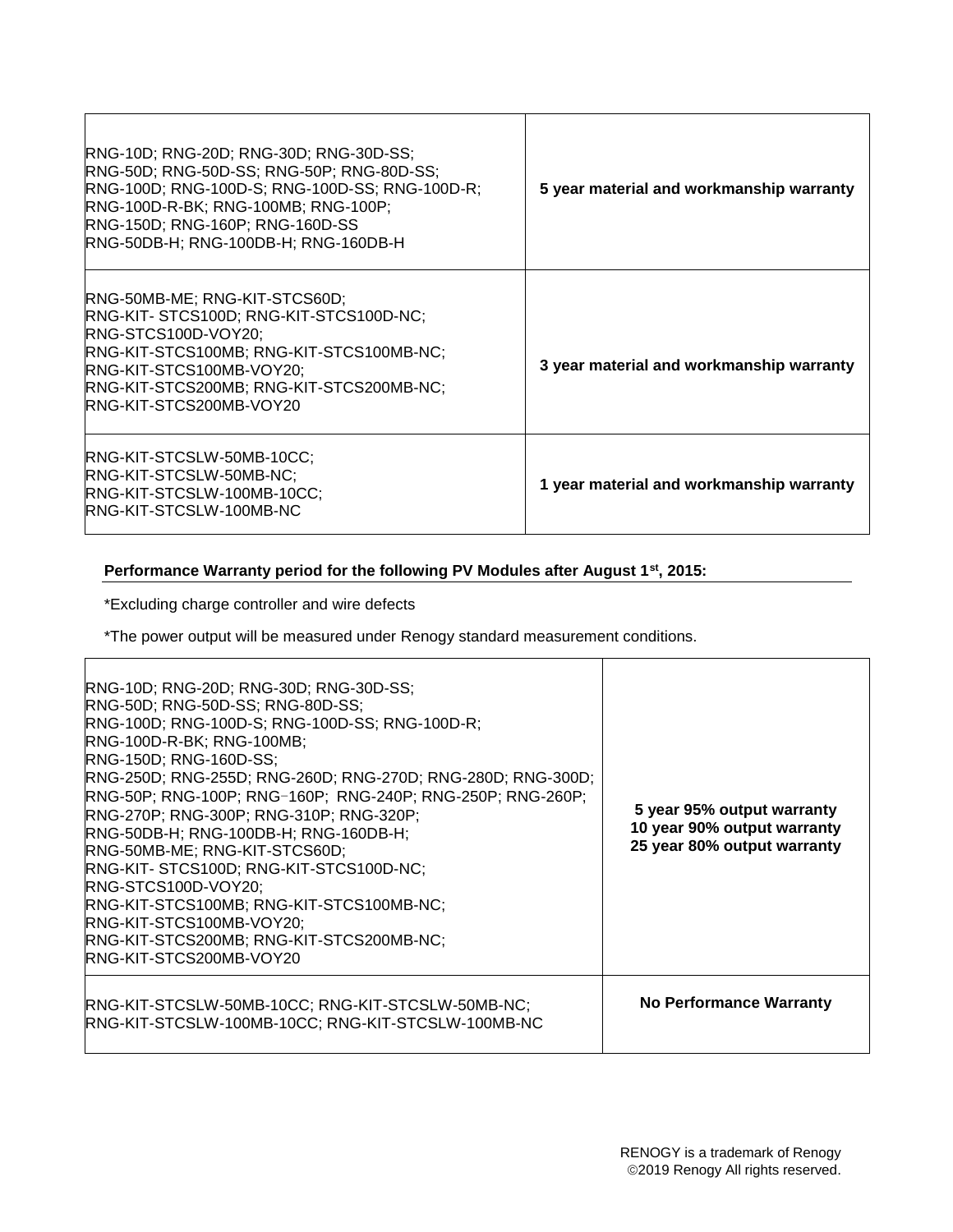| | |
|---|---|
| RNG-10D; RNG-20D; RNG-30D; RNG-30D-SS; RNG-50D; RNG-50D-SS; RNG-50P; RNG-80D-SS; RNG-100D; RNG-100D-S; RNG-100D-SS; RNG-100D-R; RNG-100D-R-BK; RNG-100MB; RNG-100P; RNG-150D; RNG-160P; RNG-160D-SS RNG-50DB-H; RNG-100DB-H; RNG-160DB-H | **5 year material and workmanship warranty** |
| RNG-50MB-ME; RNG-KIT-STCS60D; RNG-KIT- STCS100D; RNG-KIT-STCS100D-NC; RNG-STCS100D-VOY20; RNG-KIT-STCS100MB; RNG-KIT-STCS100MB-NC; RNG-KIT-STCS100MB-VOY20; RNG-KIT-STCS200MB; RNG-KIT-STCS200MB-NC; RNG-KIT-STCS200MB-VOY20 | **3 year material and workmanship warranty** |
| RNG-KIT-STCSLW-50MB-10CC; RNG-KIT-STCSLW-50MB-NC; RNG-KIT-STCSLW-100MB-10CC; RNG-KIT-STCSLW-100MB-NC | **1 year material and workmanship warranty** |

**Performance Warranty period for the following PV Modules after August 1st, 2015:**

*Excluding charge controller and wire defects

*The power output will be measured under Renogy standard measurement conditions.

| | |
|---|---|
| RNG-10D; RNG-20D; RNG-30D; RNG-30D-SS; RNG-50D; RNG-50D-SS; RNG-80D-SS; RNG-100D; RNG-100D-S; RNG-100D-SS; RNG-100D-R; RNG-100D-R-BK; RNG-100MB; RNG-150D; RNG-160D-SS; RNG-250D; RNG-255D; RNG-260D; RNG-270D; RNG-280D; RNG-300D; RNG-50P; RNG-100P; RNG-160P; RNG-240P; RNG-250P; RNG-260P; RNG-270P; RNG-300P; RNG-310P; RNG-320P; RNG-50DB-H; RNG-100DB-H; RNG-160DB-H; RNG-50MB-ME; RNG-KIT-STCS60D; RNG-KIT- STCS100D; RNG-KIT-STCS100D-NC; RNG-STCS100D-VOY20; RNG-KIT-STCS100MB; RNG-KIT-STCS100MB-NC; RNG-KIT-STCS100MB-VOY20; RNG-KIT-STCS200MB; RNG-KIT-STCS200MB-NC; RNG-KIT-STCS200MB-VOY20 | **5 year 95% output warranty** **10 year 90% output warranty** **25 year 80% output warranty** |
| RNG-KIT-STCSLW-50MB-10CC; RNG-KIT-STCSLW-50MB-NC; RNG-KIT-STCSLW-100MB-10CC; RNG-KIT-STCSLW-100MB-NC | **No Performance Warranty** |

RENOGY is a trademark of Renogy
©2019 Renogy All rights reserved.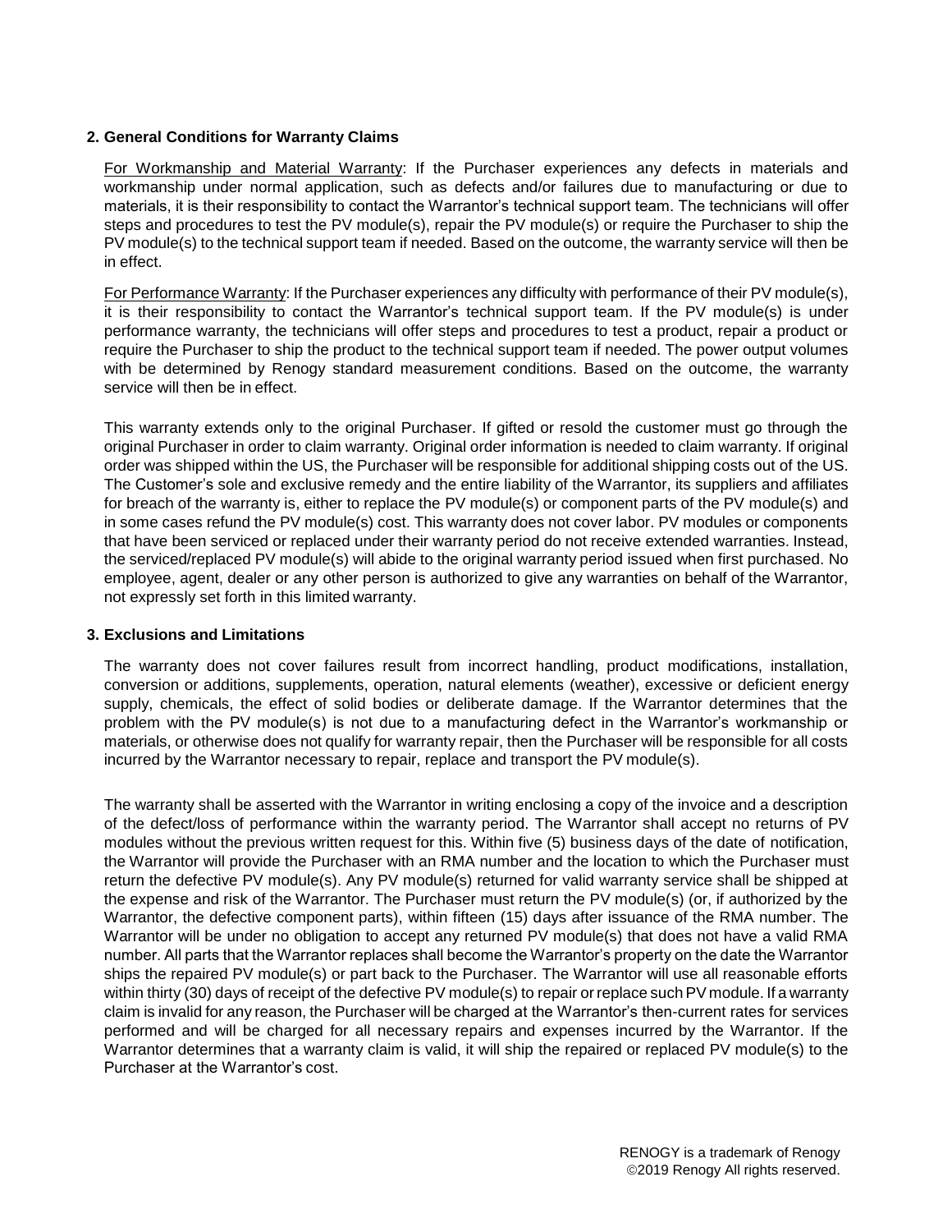### 2. General Conditions for Warranty Claims

For Workmanship and Material Warranty: If the Purchaser experiences any defects in materials and workmanship under normal application, such as defects and/or failures due to manufacturing or due to materials, it is their responsibility to contact the Warrantor's technical support team. The technicians will offer steps and procedures to test the PV module(s), repair the PV module(s) or require the Purchaser to ship the PV module(s) to the technical support team if needed. Based on the outcome, the warranty service will then be in effect.

For Performance Warranty: If the Purchaser experiences any difficulty with performance of their PV module(s), it is their responsibility to contact the Warrantor's technical support team. If the PV module(s) is under performance warranty, the technicians will offer steps and procedures to test a product, repair a product or require the Purchaser to ship the product to the technical support team if needed. The power output volumes with be determined by Renogy standard measurement conditions. Based on the outcome, the warranty service will then be in effect.

This warranty extends only to the original Purchaser. If gifted or resold the customer must go through the original Purchaser in order to claim warranty. Original order information is needed to claim warranty. If original order was shipped within the US, the Purchaser will be responsible for additional shipping costs out of the US. The Customer's sole and exclusive remedy and the entire liability of the Warrantor, its suppliers and affiliates for breach of the warranty is, either to replace the PV module(s) or component parts of the PV module(s) and in some cases refund the PV module(s) cost. This warranty does not cover labor. PV modules or components that have been serviced or replaced under their warranty period do not receive extended warranties. Instead, the serviced/replaced PV module(s) will abide to the original warranty period issued when first purchased. No employee, agent, dealer or any other person is authorized to give any warranties on behalf of the Warrantor, not expressly set forth in this limited warranty.

### 3. Exclusions and Limitations

The warranty does not cover failures result from incorrect handling, product modifications, installation, conversion or additions, supplements, operation, natural elements (weather), excessive or deficient energy supply, chemicals, the effect of solid bodies or deliberate damage. If the Warrantor determines that the problem with the PV module(s) is not due to a manufacturing defect in the Warrantor's workmanship or materials, or otherwise does not qualify for warranty repair, then the Purchaser will be responsible for all costs incurred by the Warrantor necessary to repair, replace and transport the PV module(s).

The warranty shall be asserted with the Warrantor in writing enclosing a copy of the invoice and a description of the defect/loss of performance within the warranty period. The Warrantor shall accept no returns of PV modules without the previous written request for this. Within five (5) business days of the date of notification, the Warrantor will provide the Purchaser with an RMA number and the location to which the Purchaser must return the defective PV module(s). Any PV module(s) returned for valid warranty service shall be shipped at the expense and risk of the Warrantor. The Purchaser must return the PV module(s) (or, if authorized by the Warrantor, the defective component parts), within fifteen (15) days after issuance of the RMA number. The Warrantor will be under no obligation to accept any returned PV module(s) that does not have a valid RMA number. All parts that the Warrantor replaces shall become the Warrantor's property on the date the Warrantor ships the repaired PV module(s) or part back to the Purchaser. The Warrantor will use all reasonable efforts within thirty (30) days of receipt of the defective PV module(s) to repair or replace such PV module. If a warranty claim is invalid for any reason, the Purchaser will be charged at the Warrantor's then-current rates for services performed and will be charged for all necessary repairs and expenses incurred by the Warrantor. If the Warrantor determines that a warranty claim is valid, it will ship the repaired or replaced PV module(s) to the Purchaser at the Warrantor's cost.

RENOGY is a trademark of Renogy
©2019 Renogy All rights reserved.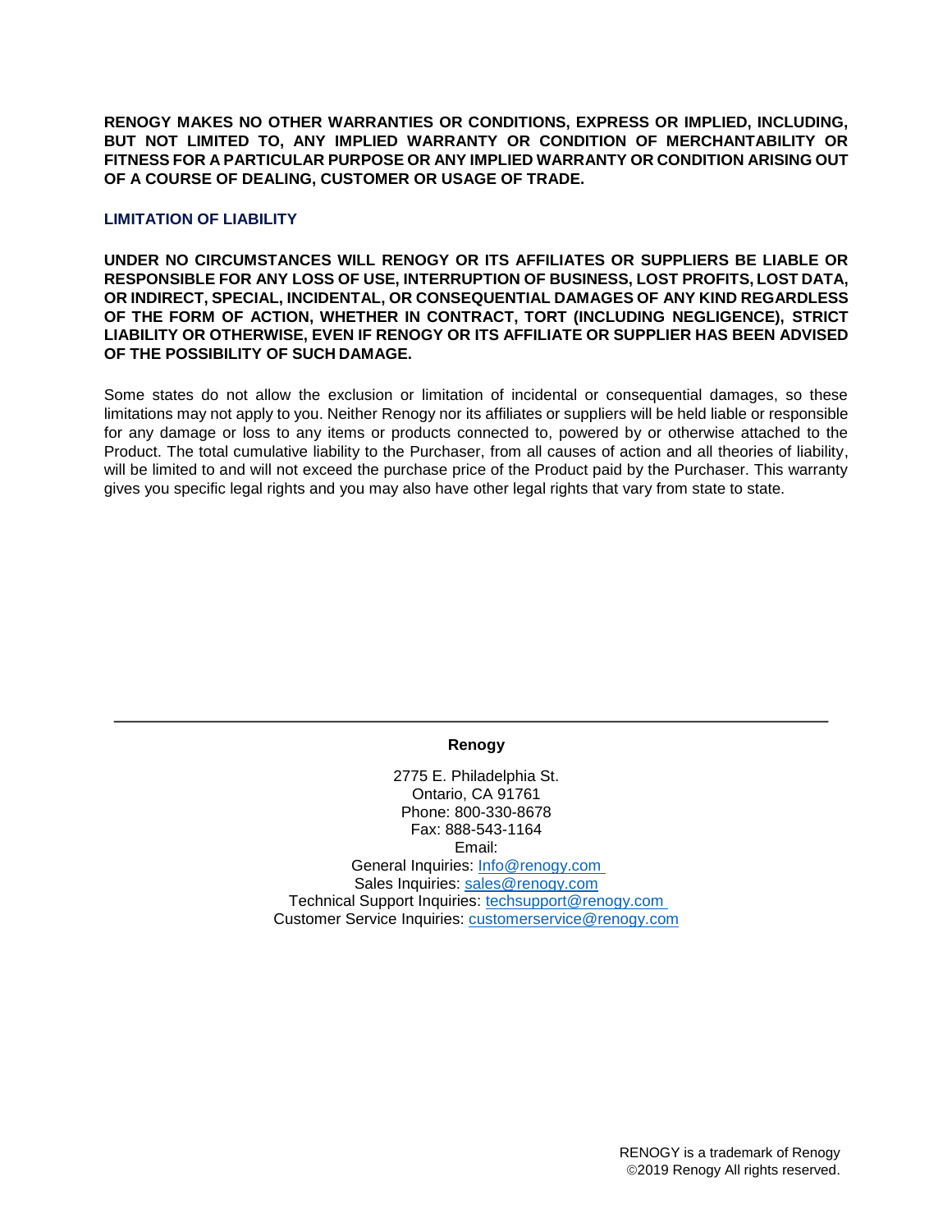**RENOGY MAKES NO OTHER WARRANTIES OR CONDITIONS, EXPRESS OR IMPLIED, INCLUDING, BUT NOT LIMITED TO, ANY IMPLIED WARRANTY OR CONDITION OF MERCHANTABILITY OR FITNESS FOR A PARTICULAR PURPOSE OR ANY IMPLIED WARRANTY OR CONDITION ARISING OUT OF A COURSE OF DEALING, CUSTOMER OR USAGE OF TRADE.**

### LIMITATION OF LIABILITY

**UNDER NO CIRCUMSTANCES WILL RENOGY OR ITS AFFILIATES OR SUPPLIERS BE LIABLE OR RESPONSIBLE FOR ANY LOSS OF USE, INTERRUPTION OF BUSINESS, LOST PROFITS, LOST DATA, OR INDIRECT, SPECIAL, INCIDENTAL, OR CONSEQUENTIAL DAMAGES OF ANY KIND REGARDLESS OF THE FORM OF ACTION, WHETHER IN CONTRACT, TORT (INCLUDING NEGLIGENCE), STRICT LIABILITY OR OTHERWISE, EVEN IF RENOGY OR ITS AFFILIATE OR SUPPLIER HAS BEEN ADVISED OF THE POSSIBILITY OF SUCH DAMAGE.**

Some states do not allow the exclusion or limitation of incidental or consequential damages, so these limitations may not apply to you. Neither Renogy nor its affiliates or suppliers will be held liable or responsible for any damage or loss to any items or products connected to, powered by or otherwise attached to the Product. The total cumulative liability to the Purchaser, from all causes of action and all theories of liability, will be limited to and will not exceed the purchase price of the Product paid by the Purchaser. This warranty gives you specific legal rights and you may also have other legal rights that vary from state to state.

---

**Renogy**

2775 E. Philadelphia St.
Ontario, CA 91761
Phone: 800-330-8678
Fax: 888-543-1164
Email:
General Inquiries: Info@renogy.com
Sales Inquiries: sales@renogy.com
Technical Support Inquiries: techsupport@renogy.com
Customer Service Inquiries: customerservice@renogy.com

RENOGY is a trademark of Renogy
©2019 Renogy All rights reserved.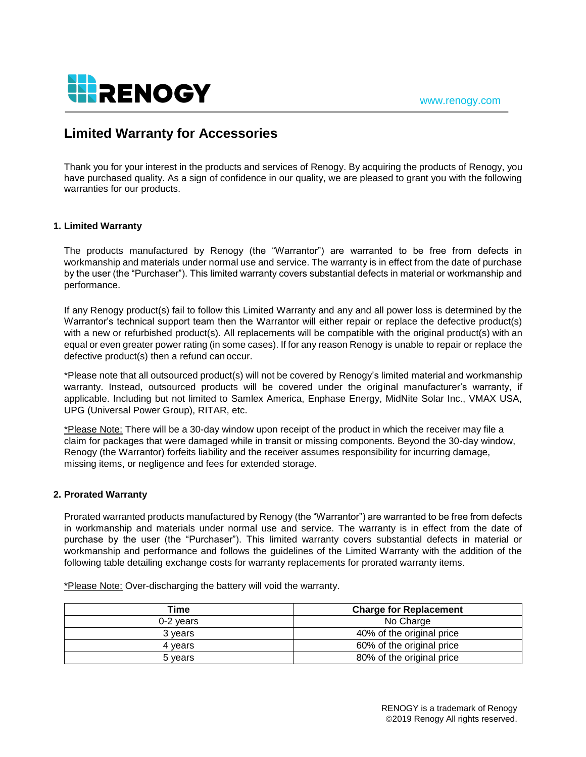# Limited Warranty for Accessories

Thank you for your interest in the products and services of Renogy. By acquiring the products of Renogy, you have purchased quality. As a sign of confidence in our quality, we are pleased to grant you with the following warranties for our products.

## 1. Limited Warranty

The products manufactured by Renogy (the "Warrantor") are warranted to be free from defects in workmanship and materials under normal use and service. The warranty is in effect from the date of purchase by the user (the "Purchaser"). This limited warranty covers substantial defects in material or workmanship and performance.

If any Renogy product(s) fail to follow this Limited Warranty and any and all power loss is determined by the Warrantor's technical support team then the Warrantor will either repair or replace the defective product(s) with a new or refurbished product(s). All replacements will be compatible with the original product(s) with an equal or even greater power rating (in some cases). If for any reason Renogy is unable to repair or replace the defective product(s) then a refund can occur.

*Please note that all outsourced product(s) will not be covered by Renogy's limited material and workmanship warranty. Instead, outsourced products will be covered under the original manufacturer's warranty, if applicable. Including but not limited to Samlex America, Enphase Energy, MidNite Solar Inc., VMAX USA, UPG (Universal Power Group), RITAR, etc.

*Please Note: There will be a 30-day window upon receipt of the product in which the receiver may file a claim for packages that were damaged while in transit or missing components. Beyond the 30-day window, Renogy (the Warrantor) forfeits liability and the receiver assumes responsibility for incurring damage, missing items, or negligence and fees for extended storage.

## 2. Prorated Warranty

Prorated warranted products manufactured by Renogy (the "Warrantor") are warranted to be free from defects in workmanship and materials under normal use and service. The warranty is in effect from the date of purchase by the user (the "Purchaser"). This limited warranty covers substantial defects in material or workmanship and performance and follows the guidelines of the Limited Warranty with the addition of the following table detailing exchange costs for warranty replacements for prorated warranty items.

*Please Note: Over-discharging the battery will void the warranty.

| Time | Charge for Replacement |
|---|---|
| 0-2 years | No Charge |
| 3 years | 40% of the original price |
| 4 years | 60% of the original price |
| 5 years | 80% of the original price |

RENOGY is a trademark of Renogy
©2019 Renogy All rights reserved.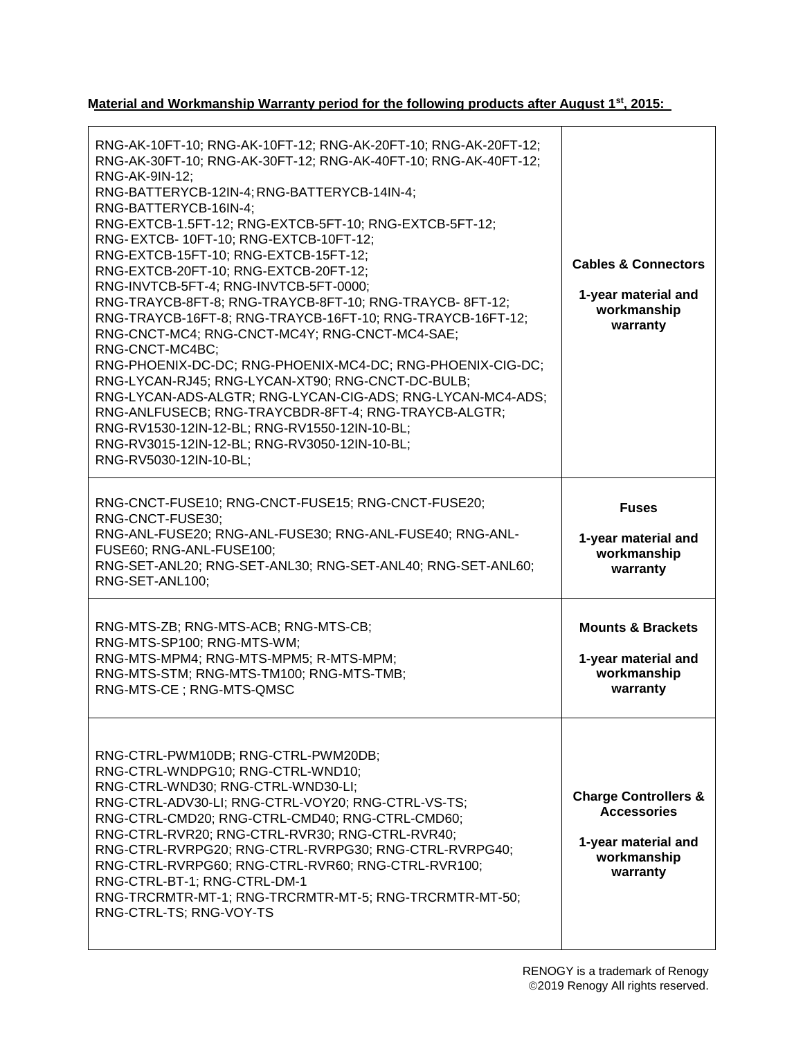**Material and Workmanship Warranty period for the following products after August 1st, 2015:**

| | |
|---|---|
| RNG-AK-10FT-10; RNG-AK-10FT-12; RNG-AK-20FT-10; RNG-AK-20FT-12; RNG-AK-30FT-10; RNG-AK-30FT-12; RNG-AK-40FT-10; RNG-AK-40FT-12; RNG-AK-9IN-12; RNG-BATTERYCB-12IN-4; RNG-BATTERYCB-14IN-4; RNG-BATTERYCB-16IN-4; RNG-EXTCB-1.5FT-12; RNG-EXTCB-5FT-10; RNG-EXTCB-5FT-12; RNG- EXTCB- 10FT-10; RNG-EXTCB-10FT-12; RNG-EXTCB-15FT-10; RNG-EXTCB-15FT-12; RNG-EXTCB-20FT-10; RNG-EXTCB-20FT-12; RNG-INVTCB-5FT-4; RNG-INVTCB-5FT-0000; RNG-TRAYCB-8FT-8; RNG-TRAYCB-8FT-10; RNG-TRAYCB- 8FT-12; RNG-TRAYCB-16FT-8; RNG-TRAYCB-16FT-10; RNG-TRAYCB-16FT-12; RNG-CNCT-MC4; RNG-CNCT-MC4Y; RNG-CNCT-MC4-SAE; RNG-CNCT-MC4BC; RNG-PHOENIX-DC-DC; RNG-PHOENIX-MC4-DC; RNG-PHOENIX-CIG-DC; RNG-LYCAN-RJ45; RNG-LYCAN-XT90; RNG-CNCT-DC-BULB; RNG-LYCAN-ADS-ALGTR; RNG-LYCAN-CIG-ADS; RNG-LYCAN-MC4-ADS; RNG-ANLFUSECB; RNG-TRAYCBDR-8FT-4; RNG-TRAYCB-ALGTR; RNG-RV1530-12IN-12-BL; RNG-RV1550-12IN-10-BL; RNG-RV3015-12IN-12-BL; RNG-RV3050-12IN-10-BL; RNG-RV5030-12IN-10-BL; | **Cables & Connectors**<br><br>**1-year material and workmanship warranty** |
| RNG-CNCT-FUSE10; RNG-CNCT-FUSE15; RNG-CNCT-FUSE20; RNG-CNCT-FUSE30; RNG-ANL-FUSE20; RNG-ANL-FUSE30; RNG-ANL-FUSE40; RNG-ANL-FUSE60; RNG-ANL-FUSE100; RNG-SET-ANL20; RNG-SET-ANL30; RNG-SET-ANL40; RNG-SET-ANL60; RNG-SET-ANL100; | **Fuses**<br><br>**1-year material and workmanship warranty** |
| RNG-MTS-ZB; RNG-MTS-ACB; RNG-MTS-CB; RNG-MTS-SP100; RNG-MTS-WM; RNG-MTS-MPM4; RNG-MTS-MPM5; R-MTS-MPM; RNG-MTS-STM; RNG-MTS-TM100; RNG-MTS-TMB; RNG-MTS-CE ; RNG-MTS-QMSC | **Mounts & Brackets**<br><br>**1-year material and workmanship warranty** |
| RNG-CTRL-PWM10DB; RNG-CTRL-PWM20DB; RNG-CTRL-WNDPG10; RNG-CTRL-WND10; RNG-CTRL-WND30; RNG-CTRL-WND30-LI; RNG-CTRL-ADV30-LI; RNG-CTRL-VOY20; RNG-CTRL-VS-TS; RNG-CTRL-CMD20; RNG-CTRL-CMD40; RNG-CTRL-CMD60; RNG-CTRL-RVR20; RNG-CTRL-RVR30; RNG-CTRL-RVR40; RNG-CTRL-RVRPG20; RNG-CTRL-RVRPG30; RNG-CTRL-RVRPG40; RNG-CTRL-RVRPG60; RNG-CTRL-RVR60; RNG-CTRL-RVR100; RNG-CTRL-BT-1; RNG-CTRL-DM-1 RNG-TRCRMTR-MT-1; RNG-TRCRMTR-MT-5; RNG-TRCRMTR-MT-50; RNG-CTRL-TS; RNG-VOY-TS | **Charge Controllers & Accessories**<br><br>**1-year material and workmanship warranty** |

RENOGY is a trademark of Renogy
©2019 Renogy All rights reserved.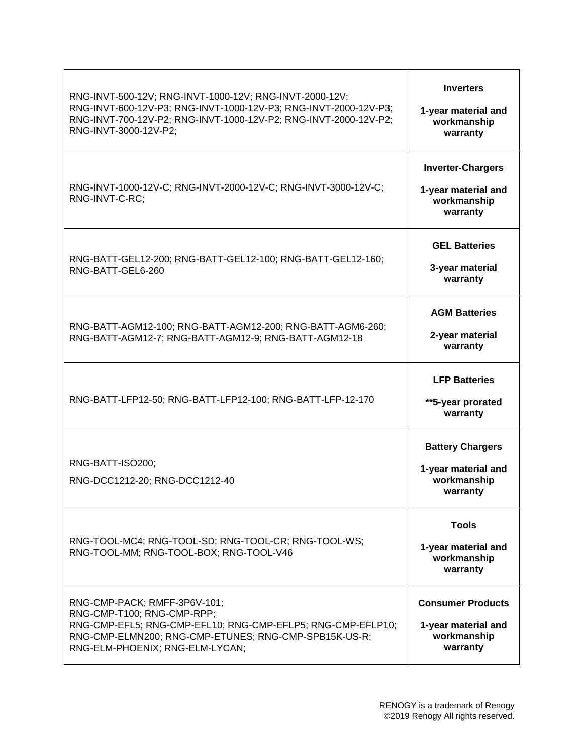| | |
|---|---|
| RNG-INVT-500-12V; RNG-INVT-1000-12V; RNG-INVT-2000-12V; RNG-INVT-600-12V-P3; RNG-INVT-1000-12V-P3; RNG-INVT-2000-12V-P3; RNG-INVT-700-12V-P2; RNG-INVT-1000-12V-P2; RNG-INVT-2000-12V-P2; RNG-INVT-3000-12V-P2; | **Inverters** **1-year material and workmanship warranty** |
| RNG-INVT-1000-12V-C; RNG-INVT-2000-12V-C; RNG-INVT-3000-12V-C; RNG-INVT-C-RC; | **Inverter-Chargers** **1-year material and workmanship warranty** |
| RNG-BATT-GEL12-200; RNG-BATT-GEL12-100; RNG-BATT-GEL12-160; RNG-BATT-GEL6-260 | **GEL Batteries** **3-year material warranty** |
| RNG-BATT-AGM12-100; RNG-BATT-AGM12-200; RNG-BATT-AGM6-260; RNG-BATT-AGM12-7; RNG-BATT-AGM12-9; RNG-BATT-AGM12-18 | **AGM Batteries** **2-year material warranty** |
| RNG-BATT-LFP12-50; RNG-BATT-LFP12-100; RNG-BATT-LFP-12-170 | **LFP Batteries** **\*\*5-year prorated warranty** |
| RNG-BATT-ISO200; RNG-DCC1212-20; RNG-DCC1212-40 | **Battery Chargers** **1-year material and workmanship warranty** |
| RNG-TOOL-MC4; RNG-TOOL-SD; RNG-TOOL-CR; RNG-TOOL-WS; RNG-TOOL-MM; RNG-TOOL-BOX; RNG-TOOL-V46 | **Tools** **1-year material and workmanship warranty** |
| RNG-CMP-PACK; RMFF-3P6V-101; RNG-CMP-T100; RNG-CMP-RPP; RNG-CMP-EFL5; RNG-CMP-EFL10; RNG-CMP-EFLP5; RNG-CMP-EFLP10; RNG-CMP-ELMN200; RNG-CMP-ETUNES; RNG-CMP-SPB15K-US-R; RNG-ELM-PHOENIX; RNG-ELM-LYCAN; | **Consumer Products** **1-year material and workmanship warranty** |

RENOGY is a trademark of Renogy
©2019 Renogy All rights reserved.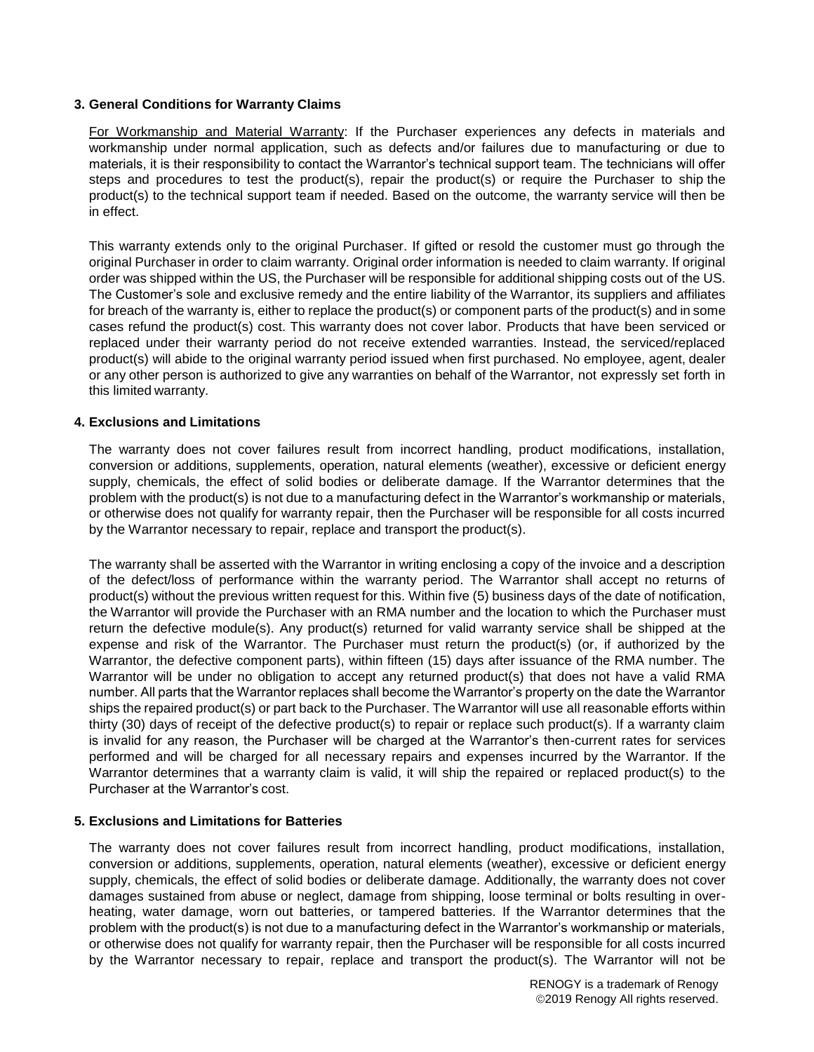## 3. General Conditions for Warranty Claims

For Workmanship and Material Warranty: If the Purchaser experiences any defects in materials and workmanship under normal application, such as defects and/or failures due to manufacturing or due to materials, it is their responsibility to contact the Warrantor's technical support team. The technicians will offer steps and procedures to test the product(s), repair the product(s) or require the Purchaser to ship the product(s) to the technical support team if needed. Based on the outcome, the warranty service will then be in effect.

This warranty extends only to the original Purchaser. If gifted or resold the customer must go through the original Purchaser in order to claim warranty. Original order information is needed to claim warranty. If original order was shipped within the US, the Purchaser will be responsible for additional shipping costs out of the US. The Customer's sole and exclusive remedy and the entire liability of the Warrantor, its suppliers and affiliates for breach of the warranty is, either to replace the product(s) or component parts of the product(s) and in some cases refund the product(s) cost. This warranty does not cover labor. Products that have been serviced or replaced under their warranty period do not receive extended warranties. Instead, the serviced/replaced product(s) will abide to the original warranty period issued when first purchased. No employee, agent, dealer or any other person is authorized to give any warranties on behalf of the Warrantor, not expressly set forth in this limited warranty.

## 4. Exclusions and Limitations

The warranty does not cover failures result from incorrect handling, product modifications, installation, conversion or additions, supplements, operation, natural elements (weather), excessive or deficient energy supply, chemicals, the effect of solid bodies or deliberate damage. If the Warrantor determines that the problem with the product(s) is not due to a manufacturing defect in the Warrantor's workmanship or materials, or otherwise does not qualify for warranty repair, then the Purchaser will be responsible for all costs incurred by the Warrantor necessary to repair, replace and transport the product(s).

The warranty shall be asserted with the Warrantor in writing enclosing a copy of the invoice and a description of the defect/loss of performance within the warranty period. The Warrantor shall accept no returns of product(s) without the previous written request for this. Within five (5) business days of the date of notification, the Warrantor will provide the Purchaser with an RMA number and the location to which the Purchaser must return the defective module(s). Any product(s) returned for valid warranty service shall be shipped at the expense and risk of the Warrantor. The Purchaser must return the product(s) (or, if authorized by the Warrantor, the defective component parts), within fifteen (15) days after issuance of the RMA number. The Warrantor will be under no obligation to accept any returned product(s) that does not have a valid RMA number. All parts that the Warrantor replaces shall become the Warrantor's property on the date the Warrantor ships the repaired product(s) or part back to the Purchaser. The Warrantor will use all reasonable efforts within thirty (30) days of receipt of the defective product(s) to repair or replace such product(s). If a warranty claim is invalid for any reason, the Purchaser will be charged at the Warrantor's then-current rates for services performed and will be charged for all necessary repairs and expenses incurred by the Warrantor. If the Warrantor determines that a warranty claim is valid, it will ship the repaired or replaced product(s) to the Purchaser at the Warrantor's cost.

## 5. Exclusions and Limitations for Batteries

The warranty does not cover failures result from incorrect handling, product modifications, installation, conversion or additions, supplements, operation, natural elements (weather), excessive or deficient energy supply, chemicals, the effect of solid bodies or deliberate damage. Additionally, the warranty does not cover damages sustained from abuse or neglect, damage from shipping, loose terminal or bolts resulting in over-heating, water damage, worn out batteries, or tampered batteries. If the Warrantor determines that the problem with the product(s) is not due to a manufacturing defect in the Warrantor's workmanship or materials, or otherwise does not qualify for warranty repair, then the Purchaser will be responsible for all costs incurred by the Warrantor necessary to repair, replace and transport the product(s). The Warrantor will not be

RENOGY is a trademark of Renogy
©2019 Renogy All rights reserved.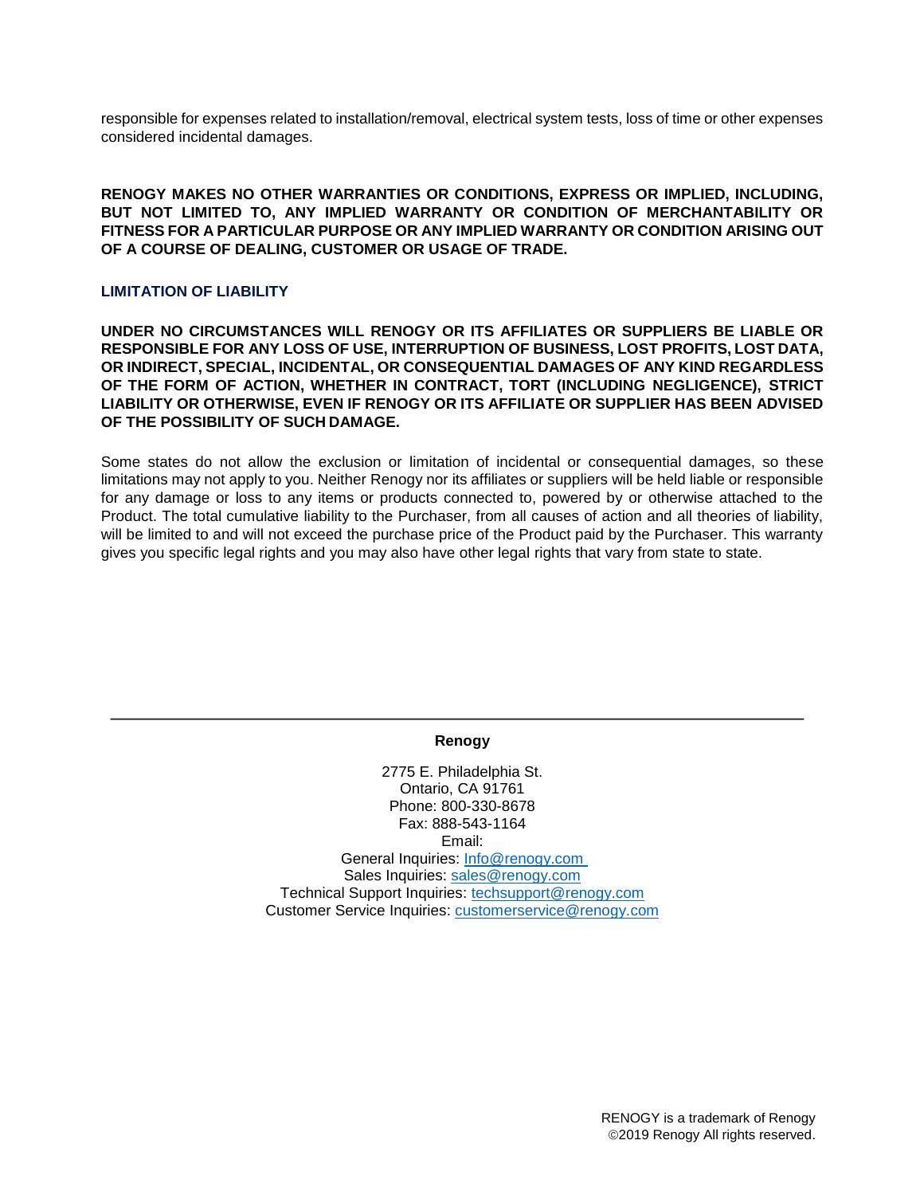responsible for expenses related to installation/removal, electrical system tests, loss of time or other expenses considered incidental damages.

**RENOGY MAKES NO OTHER WARRANTIES OR CONDITIONS, EXPRESS OR IMPLIED, INCLUDING, BUT NOT LIMITED TO, ANY IMPLIED WARRANTY OR CONDITION OF MERCHANTABILITY OR FITNESS FOR A PARTICULAR PURPOSE OR ANY IMPLIED WARRANTY OR CONDITION ARISING OUT OF A COURSE OF DEALING, CUSTOMER OR USAGE OF TRADE.**

## LIMITATION OF LIABILITY

**UNDER NO CIRCUMSTANCES WILL RENOGY OR ITS AFFILIATES OR SUPPLIERS BE LIABLE OR RESPONSIBLE FOR ANY LOSS OF USE, INTERRUPTION OF BUSINESS, LOST PROFITS, LOST DATA, OR INDIRECT, SPECIAL, INCIDENTAL, OR CONSEQUENTIAL DAMAGES OF ANY KIND REGARDLESS OF THE FORM OF ACTION, WHETHER IN CONTRACT, TORT (INCLUDING NEGLIGENCE), STRICT LIABILITY OR OTHERWISE, EVEN IF RENOGY OR ITS AFFILIATE OR SUPPLIER HAS BEEN ADVISED OF THE POSSIBILITY OF SUCH DAMAGE.**

Some states do not allow the exclusion or limitation of incidental or consequential damages, so these limitations may not apply to you. Neither Renogy nor its affiliates or suppliers will be held liable or responsible for any damage or loss to any items or products connected to, powered by or otherwise attached to the Product. The total cumulative liability to the Purchaser, from all causes of action and all theories of liability, will be limited to and will not exceed the purchase price of the Product paid by the Purchaser. This warranty gives you specific legal rights and you may also have other legal rights that vary from state to state.

---

**Renogy**

2775 E. Philadelphia St.
Ontario, CA 91761
Phone: 800-330-8678
Fax: 888-543-1164
Email:
General Inquiries: Info@renogy.com
Sales Inquiries: sales@renogy.com
Technical Support Inquiries: techsupport@renogy.com
Customer Service Inquiries: customerservice@renogy.com

RENOGY is a trademark of Renogy
©2019 Renogy All rights reserved.